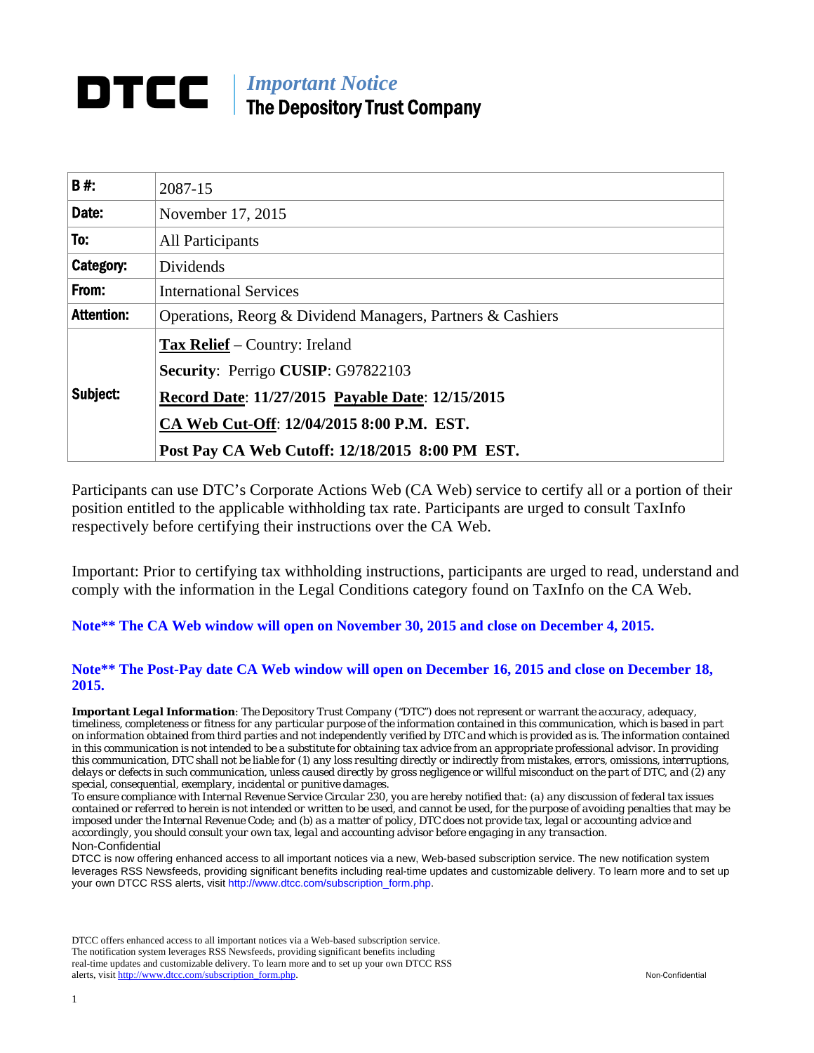# DTCC | *Important Notice* The Depository Trust Company

| | |
|---|---|
| **B #:** | 2087-15 |
| **Date:** | November 17, 2015 |
| **To:** | All Participants |
| **Category:** | Dividends |
| **From:** | International Services |
| **Attention:** | Operations, Reorg & Dividend Managers, Partners & Cashiers |
| **Subject:** | **Tax Relief** – Country: Ireland<br>**Security**: Perrigo **CUSIP**: G97822103<br>**Record Date: 11/27/2015 Payable Date: 12/15/2015**<br>**CA Web Cut-Off: 12/04/2015 8:00 P.M. EST.**<br>**Post Pay CA Web Cutoff: 12/18/2015 8:00 PM EST.** |

Participants can use DTC's Corporate Actions Web (CA Web) service to certify all or a portion of their position entitled to the applicable withholding tax rate. Participants are urged to consult TaxInfo respectively before certifying their instructions over the CA Web.

Important: Prior to certifying tax withholding instructions, participants are urged to read, understand and comply with the information in the Legal Conditions category found on TaxInfo on the CA Web.

**Note\*\* The CA Web window will open on November 30, 2015 and close on December 4, 2015.**

**Note\*\* The Post-Pay date CA Web window will open on December 16, 2015 and close on December 18, 2015.**

***Important Legal Information**: The Depository Trust Company ("DTC") does not represent or warrant the accuracy, adequacy, timeliness, completeness or fitness for any particular purpose of the information contained in this communication, which is based in part on information obtained from third parties and not independently verified by DTC and which is provided as is. The information contained in this communication is not intended to be a substitute for obtaining tax advice from an appropriate professional advisor. In providing this communication, DTC shall not be liable for (1) any loss resulting directly or indirectly from mistakes, errors, omissions, interruptions, delays or defects in such communication, unless caused directly by gross negligence or willful misconduct on the part of DTC, and (2) any special, consequential, exemplary, incidental or punitive damages.*

*To ensure compliance with Internal Revenue Service Circular 230, you are hereby notified that: (a) any discussion of federal tax issues contained or referred to herein is not intended or written to be used, and cannot be used, for the purpose of avoiding penalties that may be imposed under the Internal Revenue Code; and (b) as a matter of policy, DTC does not provide tax, legal or accounting advice and accordingly, you should consult your own tax, legal and accounting advisor before engaging in any transaction.*

Non-Confidential

DTCC is now offering enhanced access to all important notices via a new, Web-based subscription service. The new notification system leverages RSS Newsfeeds, providing significant benefits including real-time updates and customizable delivery. To learn more and to set up your own DTCC RSS alerts, visit http://www.dtcc.com/subscription_form.php.

DTCC offers enhanced access to all important notices via a Web-based subscription service. The notification system leverages RSS Newsfeeds, providing significant benefits including real-time updates and customizable delivery. To learn more and to set up your own DTCC RSS alerts, visit http://www.dtcc.com/subscription_form.php.

Non-Confidential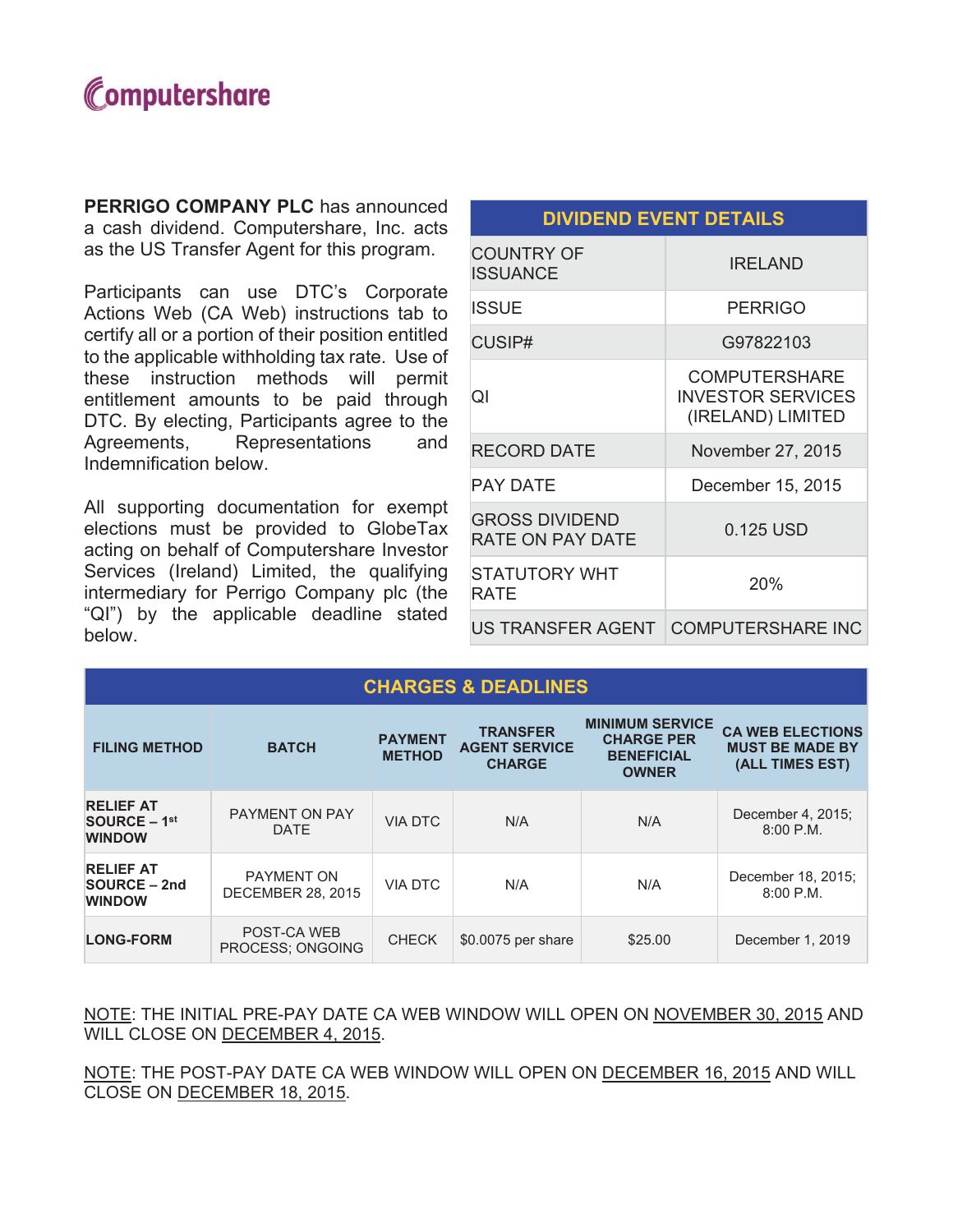Computershare

**PERRIGO COMPANY PLC** has announced a cash dividend. Computershare, Inc. acts as the US Transfer Agent for this program.

Participants can use DTC's Corporate Actions Web (CA Web) instructions tab to certify all or a portion of their position entitled to the applicable withholding tax rate. Use of these instruction methods will permit entitlement amounts to be paid through DTC. By electing, Participants agree to the Agreements, Representations and Indemnification below.

All supporting documentation for exempt elections must be provided to GlobeTax acting on behalf of Computershare Investor Services (Ireland) Limited, the qualifying intermediary for Perrigo Company plc (the "QI") by the applicable deadline stated below.

| DIVIDEND EVENT DETAILS | |
|---|---|
| COUNTRY OF ISSUANCE | IRELAND |
| ISSUE | PERRIGO |
| CUSIP# | G97822103 |
| QI | COMPUTERSHARE INVESTOR SERVICES (IRELAND) LIMITED |
| RECORD DATE | November 27, 2015 |
| PAY DATE | December 15, 2015 |
| GROSS DIVIDEND RATE ON PAY DATE | 0.125 USD |
| STATUTORY WHT RATE | 20% |
| US TRANSFER AGENT | COMPUTERSHARE INC |

**CHARGES & DEADLINES**

| FILING METHOD | BATCH | PAYMENT METHOD | TRANSFER AGENT SERVICE CHARGE | MINIMUM SERVICE CHARGE PER BENEFICIAL OWNER | CA WEB ELECTIONS MUST BE MADE BY (ALL TIMES EST) |
|---|---|---|---|---|---|
| **RELIEF AT SOURCE – 1st WINDOW** | PAYMENT ON PAY DATE | VIA DTC | N/A | N/A | December 4, 2015; 8:00 P.M. |
| **RELIEF AT SOURCE – 2nd WINDOW** | PAYMENT ON DECEMBER 28, 2015 | VIA DTC | N/A | N/A | December 18, 2015; 8:00 P.M. |
| **LONG-FORM** | POST-CA WEB PROCESS; ONGOING | CHECK | $0.0075 per share | $25.00 | December 1, 2019 |

NOTE: THE INITIAL PRE-PAY DATE CA WEB WINDOW WILL OPEN ON NOVEMBER 30, 2015 AND WILL CLOSE ON DECEMBER 4, 2015.

NOTE: THE POST-PAY DATE CA WEB WINDOW WILL OPEN ON DECEMBER 16, 2015 AND WILL CLOSE ON DECEMBER 18, 2015.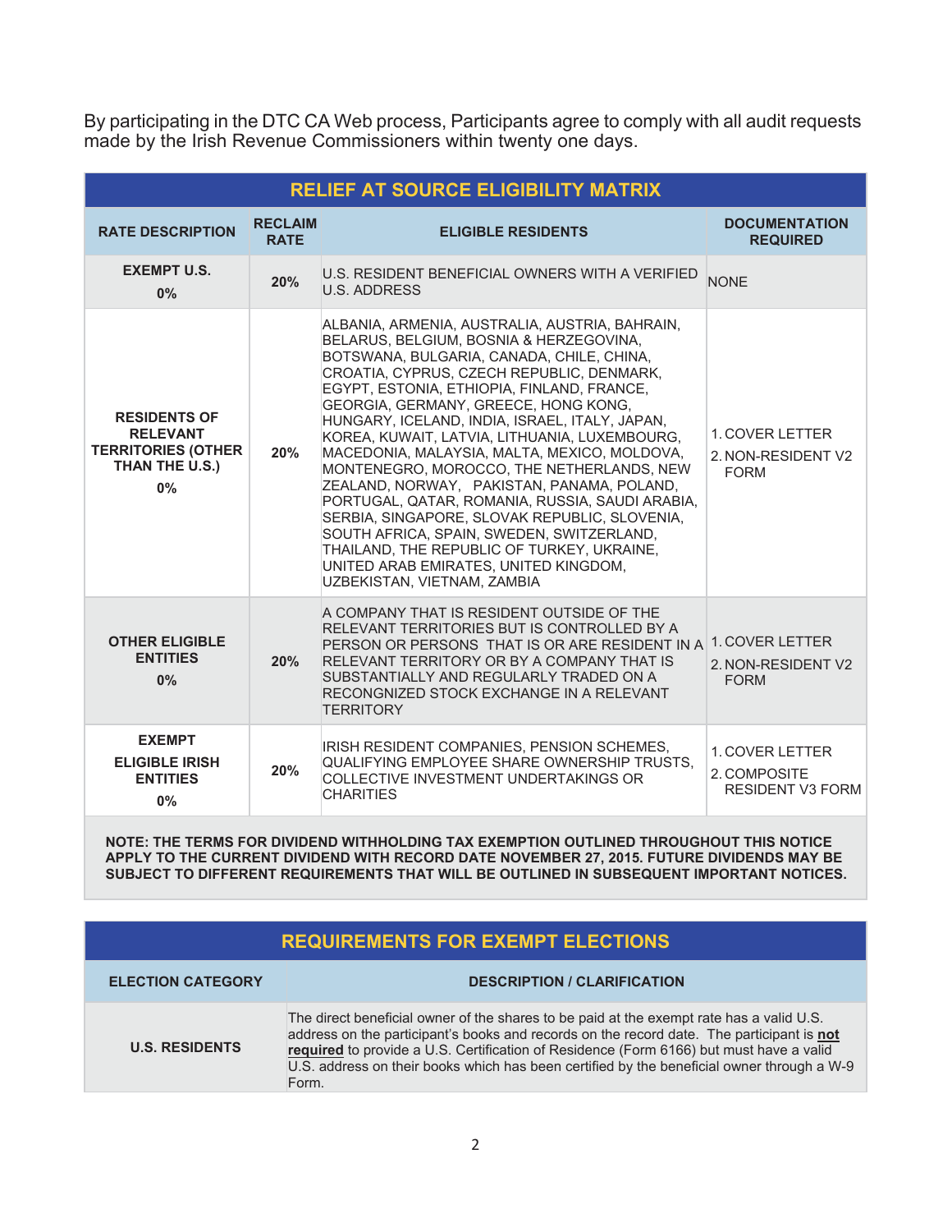By participating in the DTC CA Web process, Participants agree to comply with all audit requests made by the Irish Revenue Commissioners within twenty one days.

| RELIEF AT SOURCE ELIGIBILITY MATRIX | | | |
|---|---|---|---|
| **RATE DESCRIPTION** | **RECLAIM RATE** | **ELIGIBLE RESIDENTS** | **DOCUMENTATION REQUIRED** |
| **EXEMPT U.S. 0%** | **20%** | U.S. RESIDENT BENEFICIAL OWNERS WITH A VERIFIED U.S. ADDRESS | NONE |
| **RESIDENTS OF RELEVANT TERRITORIES (OTHER THAN THE U.S.) 0%** | **20%** | ALBANIA, ARMENIA, AUSTRALIA, AUSTRIA, BAHRAIN, BELARUS, BELGIUM, BOSNIA & HERZEGOVINA, BOTSWANA, BULGARIA, CANADA, CHILE, CHINA, CROATIA, CYPRUS, CZECH REPUBLIC, DENMARK, EGYPT, ESTONIA, ETHIOPIA, FINLAND, FRANCE, GEORGIA, GERMANY, GREECE, HONG KONG, HUNGARY, ICELAND, INDIA, ISRAEL, ITALY, JAPAN, KOREA, KUWAIT, LATVIA, LITHUANIA, LUXEMBOURG, MACEDONIA, MALAYSIA, MALTA, MEXICO, MOLDOVA, MONTENEGRO, MOROCCO, THE NETHERLANDS, NEW ZEALAND, NORWAY, PAKISTAN, PANAMA, POLAND, PORTUGAL, QATAR, ROMANIA, RUSSIA, SAUDI ARABIA, SERBIA, SINGAPORE, SLOVAK REPUBLIC, SLOVENIA, SOUTH AFRICA, SPAIN, SWEDEN, SWITZERLAND, THAILAND, THE REPUBLIC OF TURKEY, UKRAINE, UNITED ARAB EMIRATES, UNITED KINGDOM, UZBEKISTAN, VIETNAM, ZAMBIA | 1. COVER LETTER 2. NON-RESIDENT V2 FORM |
| **OTHER ELIGIBLE ENTITIES 0%** | **20%** | A COMPANY THAT IS RESIDENT OUTSIDE OF THE RELEVANT TERRITORIES BUT IS CONTROLLED BY A PERSON OR PERSONS THAT IS OR ARE RESIDENT IN A RELEVANT TERRITORY OR BY A COMPANY THAT IS SUBSTANTIALLY AND REGULARLY TRADED ON A RECONGNIZED STOCK EXCHANGE IN A RELEVANT TERRITORY | 1. COVER LETTER 2. NON-RESIDENT V2 FORM |
| **EXEMPT ELIGIBLE IRISH ENTITIES 0%** | **20%** | IRISH RESIDENT COMPANIES, PENSION SCHEMES, QUALIFYING EMPLOYEE SHARE OWNERSHIP TRUSTS, COLLECTIVE INVESTMENT UNDERTAKINGS OR CHARITIES | 1. COVER LETTER 2. COMPOSITE RESIDENT V3 FORM |

**NOTE: THE TERMS FOR DIVIDEND WITHHOLDING TAX EXEMPTION OUTLINED THROUGHOUT THIS NOTICE APPLY TO THE CURRENT DIVIDEND WITH RECORD DATE NOVEMBER 27, 2015. FUTURE DIVIDENDS MAY BE SUBJECT TO DIFFERENT REQUIREMENTS THAT WILL BE OUTLINED IN SUBSEQUENT IMPORTANT NOTICES.**

| REQUIREMENTS FOR EXEMPT ELECTIONS | |
|---|---|
| **ELECTION CATEGORY** | **DESCRIPTION / CLARIFICATION** |
| **U.S. RESIDENTS** | The direct beneficial owner of the shares to be paid at the exempt rate has a valid U.S. address on the participant's books and records on the record date. The participant is **not required** to provide a U.S. Certification of Residence (Form 6166) but must have a valid U.S. address on their books which has been certified by the beneficial owner through a W-9 Form. |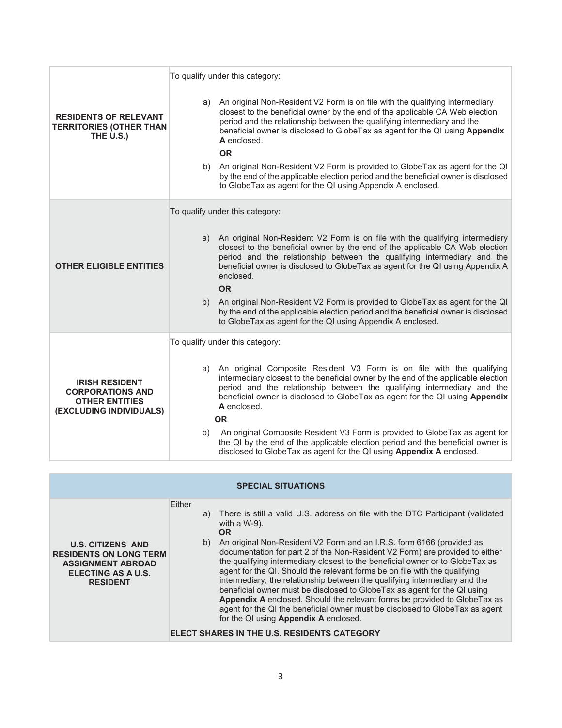| | |
|---|---|
| **RESIDENTS OF RELEVANT TERRITORIES (OTHER THAN THE U.S.)** | To qualify under this category:<br><br>a) An original Non-Resident V2 Form is on file with the qualifying intermediary closest to the beneficial owner by the end of the applicable CA Web election period and the relationship between the qualifying intermediary and the beneficial owner is disclosed to GlobeTax as agent for the QI using **Appendix A** enclosed.<br>**OR**<br>b) An original Non-Resident V2 Form is provided to GlobeTax as agent for the QI by the end of the applicable election period and the beneficial owner is disclosed to GlobeTax as agent for the QI using Appendix A enclosed. |
| **OTHER ELIGIBLE ENTITIES** | To qualify under this category:<br><br>a) An original Non-Resident V2 Form is on file with the qualifying intermediary closest to the beneficial owner by the end of the applicable CA Web election period and the relationship between the qualifying intermediary and the beneficial owner is disclosed to GlobeTax as agent for the QI using Appendix A enclosed.<br>**OR**<br>b) An original Non-Resident V2 Form is provided to GlobeTax as agent for the QI by the end of the applicable election period and the beneficial owner is disclosed to GlobeTax as agent for the QI using Appendix A enclosed. |
| **IRISH RESIDENT CORPORATIONS AND OTHER ENTITIES (EXCLUDING INDIVIDUALS)** | To qualify under this category:<br><br>a) An original Composite Resident V3 Form is on file with the qualifying intermediary closest to the beneficial owner by the end of the applicable election period and the relationship between the qualifying intermediary and the beneficial owner is disclosed to GlobeTax as agent for the QI using **Appendix A** enclosed.<br>**OR**<br>b) An original Composite Resident V3 Form is provided to GlobeTax as agent for the QI by the end of the applicable election period and the beneficial owner is disclosed to GlobeTax as agent for the QI using **Appendix A** enclosed. |

| **SPECIAL SITUATIONS** | |
|---|---|
| **U.S. CITIZENS AND RESIDENTS ON LONG TERM ASSIGNMENT ABROAD ELECTING AS A U.S. RESIDENT** | Either<br>a) There is still a valid U.S. address on file with the DTC Participant (validated with a W-9).<br>**OR**<br>b) An original Non-Resident V2 Form and an I.R.S. form 6166 (provided as documentation for part 2 of the Non-Resident V2 Form) are provided to either the qualifying intermediary closest to the beneficial owner or to GlobeTax as agent for the QI. Should the relevant forms be on file with the qualifying intermediary, the relationship between the qualifying intermediary and the beneficial owner must be disclosed to GlobeTax as agent for the QI using **Appendix A** enclosed. Should the relevant forms be provided to GlobeTax as agent for the QI the beneficial owner must be disclosed to GlobeTax as agent for the QI using **Appendix A** enclosed.<br><br>**ELECT SHARES IN THE U.S. RESIDENTS CATEGORY** |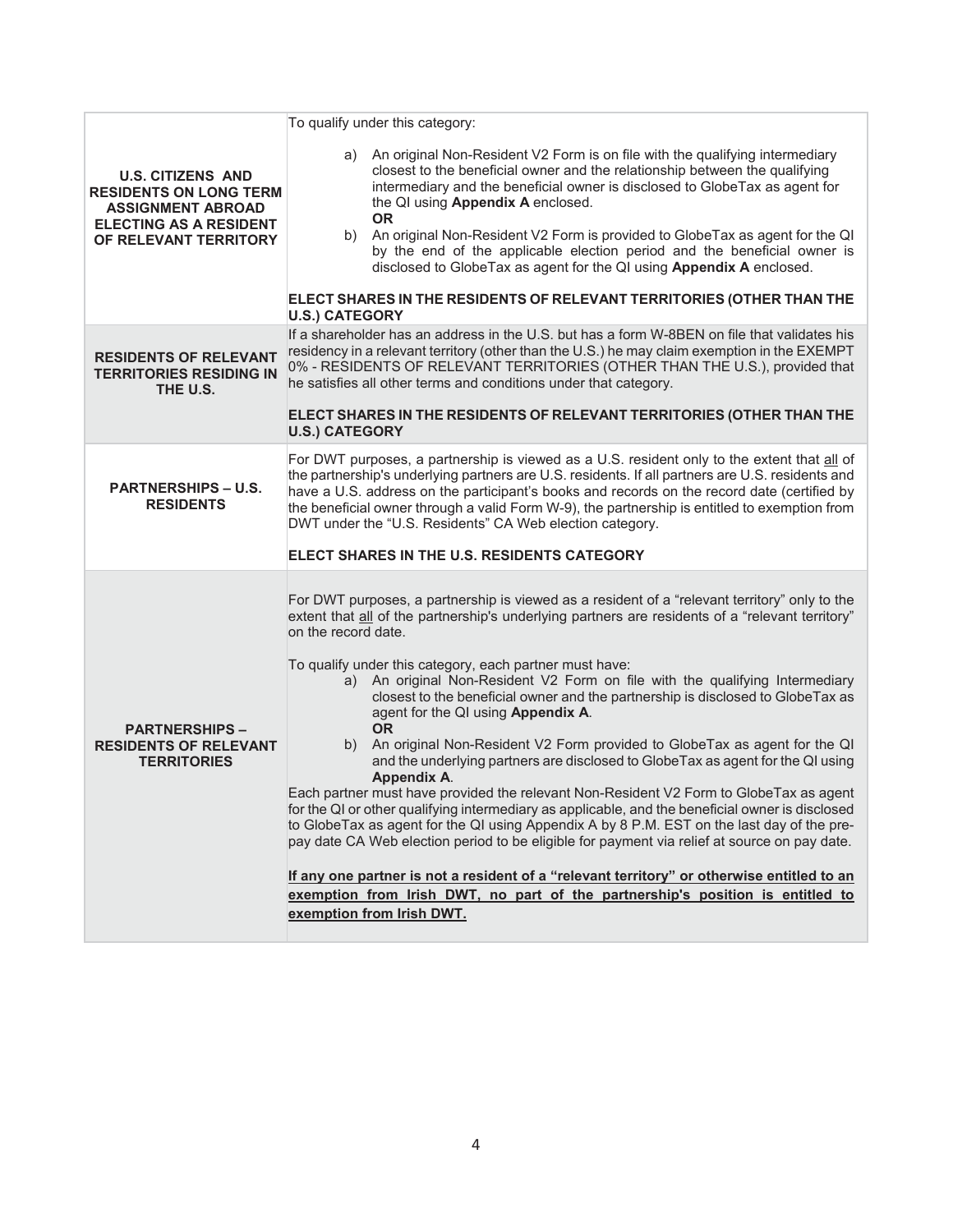| | |
|---|---|
| **U.S. CITIZENS AND RESIDENTS ON LONG TERM ASSIGNMENT ABROAD ELECTING AS A RESIDENT OF RELEVANT TERRITORY** | To qualify under this category:<br><br>a) An original Non-Resident V2 Form is on file with the qualifying intermediary closest to the beneficial owner and the relationship between the qualifying intermediary and the beneficial owner is disclosed to GlobeTax as agent for the QI using **Appendix A** enclosed.<br>**OR**<br>b) An original Non-Resident V2 Form is provided to GlobeTax as agent for the QI by the end of the applicable election period and the beneficial owner is disclosed to GlobeTax as agent for the QI using **Appendix A** enclosed.<br><br>**ELECT SHARES IN THE RESIDENTS OF RELEVANT TERRITORIES (OTHER THAN THE U.S.) CATEGORY** |
| **RESIDENTS OF RELEVANT TERRITORIES RESIDING IN THE U.S.** | If a shareholder has an address in the U.S. but has a form W-8BEN on file that validates his residency in a relevant territory (other than the U.S.) he may claim exemption in the EXEMPT 0% - RESIDENTS OF RELEVANT TERRITORIES (OTHER THAN THE U.S.), provided that he satisfies all other terms and conditions under that category.<br><br>**ELECT SHARES IN THE RESIDENTS OF RELEVANT TERRITORIES (OTHER THAN THE U.S.) CATEGORY** |
| **PARTNERSHIPS – U.S. RESIDENTS** | For DWT purposes, a partnership is viewed as a U.S. resident only to the extent that all of the partnership's underlying partners are U.S. residents. If all partners are U.S. residents and have a U.S. address on the participant's books and records on the record date (certified by the beneficial owner through a valid Form W-9), the partnership is entitled to exemption from DWT under the "U.S. Residents" CA Web election category.<br><br>**ELECT SHARES IN THE U.S. RESIDENTS CATEGORY** |
| **PARTNERSHIPS – RESIDENTS OF RELEVANT TERRITORIES** | For DWT purposes, a partnership is viewed as a resident of a "relevant territory" only to the extent that all of the partnership's underlying partners are residents of a "relevant territory" on the record date.<br><br>To qualify under this category, each partner must have:<br>a) An original Non-Resident V2 Form on file with the qualifying Intermediary closest to the beneficial owner and the partnership is disclosed to GlobeTax as agent for the QI using **Appendix A**.<br>**OR**<br>b) An original Non-Resident V2 Form provided to GlobeTax as agent for the QI and the underlying partners are disclosed to GlobeTax as agent for the QI using **Appendix A**.<br>Each partner must have provided the relevant Non-Resident V2 Form to GlobeTax as agent for the QI or other qualifying intermediary as applicable, and the beneficial owner is disclosed to GlobeTax as agent for the QI using Appendix A by 8 P.M. EST on the last day of the pre-pay date CA Web election period to be eligible for payment via relief at source on pay date.<br><br>**If any one partner is not a resident of a "relevant territory" or otherwise entitled to an exemption from Irish DWT, no part of the partnership's position is entitled to exemption from Irish DWT.** |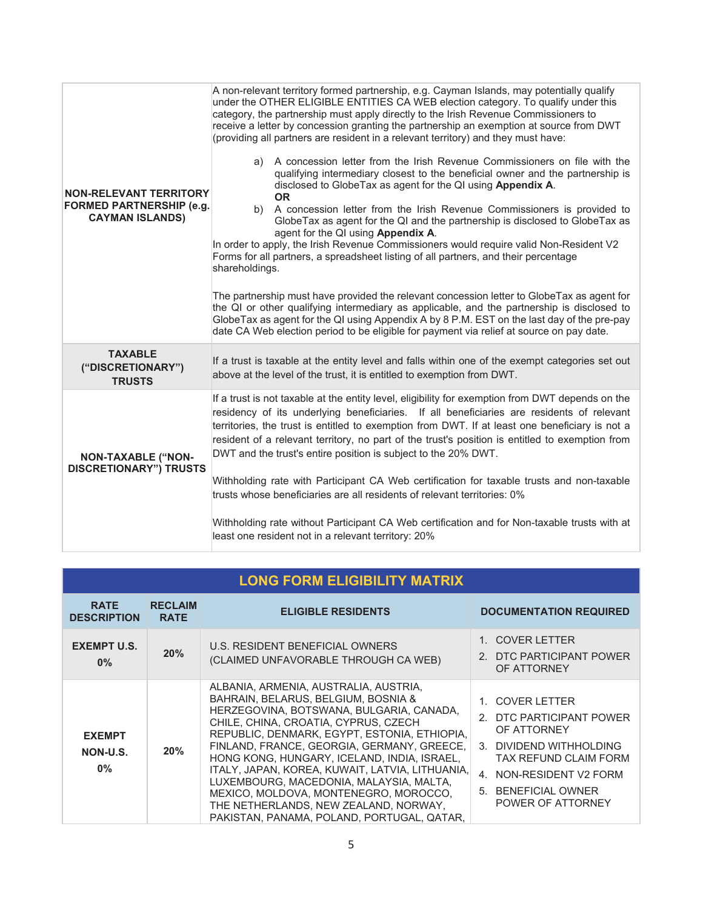| | |
|---|---|
| **NON-RELEVANT TERRITORY FORMED PARTNERSHIP (e.g. CAYMAN ISLANDS)** | A non-relevant territory formed partnership, e.g. Cayman Islands, may potentially qualify under the OTHER ELIGIBLE ENTITIES CA WEB election category. To qualify under this category, the partnership must apply directly to the Irish Revenue Commissioners to receive a letter by concession granting the partnership an exemption at source from DWT (providing all partners are resident in a relevant territory) and they must have:<br><br>a) A concession letter from the Irish Revenue Commissioners on file with the qualifying intermediary closest to the beneficial owner and the partnership is disclosed to GlobeTax as agent for the QI using **Appendix A**.<br>**OR**<br>b) A concession letter from the Irish Revenue Commissioners is provided to GlobeTax as agent for the QI and the partnership is disclosed to GlobeTax as agent for the QI using **Appendix A**.<br>In order to apply, the Irish Revenue Commissioners would require valid Non-Resident V2 Forms for all partners, a spreadsheet listing of all partners, and their percentage shareholdings.<br><br>The partnership must have provided the relevant concession letter to GlobeTax as agent for the QI or other qualifying intermediary as applicable, and the partnership is disclosed to GlobeTax as agent for the QI using Appendix A by 8 P.M. EST on the last day of the pre-pay date CA Web election period to be eligible for payment via relief at source on pay date. |
| **TAXABLE ("DISCRETIONARY") TRUSTS** | If a trust is taxable at the entity level and falls within one of the exempt categories set out above at the level of the trust, it is entitled to exemption from DWT. |
| **NON-TAXABLE ("NON-DISCRETIONARY") TRUSTS** | If a trust is not taxable at the entity level, eligibility for exemption from DWT depends on the residency of its underlying beneficiaries. If all beneficiaries are residents of relevant territories, the trust is entitled to exemption from DWT. If at least one beneficiary is not a resident of a relevant territory, no part of the trust's position is entitled to exemption from DWT and the trust's entire position is subject to the 20% DWT.<br><br>Withholding rate with Participant CA Web certification for taxable trusts and non-taxable trusts whose beneficiaries are all residents of relevant territories: 0%<br><br>Withholding rate without Participant CA Web certification and for Non-taxable trusts with at least one resident not in a relevant territory: 20% |

## LONG FORM ELIGIBILITY MATRIX

| RATE DESCRIPTION | RECLAIM RATE | ELIGIBLE RESIDENTS | DOCUMENTATION REQUIRED |
|---|---|---|---|
| **EXEMPT U.S. 0%** | 20% | U.S. RESIDENT BENEFICIAL OWNERS (CLAIMED UNFAVORABLE THROUGH CA WEB) | 1. COVER LETTER<br>2. DTC PARTICIPANT POWER OF ATTORNEY |
| **EXEMPT NON-U.S. 0%** | 20% | ALBANIA, ARMENIA, AUSTRALIA, AUSTRIA, BAHRAIN, BELARUS, BELGIUM, BOSNIA & HERZEGOVINA, BOTSWANA, BULGARIA, CANADA, CHILE, CHINA, CROATIA, CYPRUS, CZECH REPUBLIC, DENMARK, EGYPT, ESTONIA, ETHIOPIA, FINLAND, FRANCE, GEORGIA, GERMANY, GREECE, HONG KONG, HUNGARY, ICELAND, INDIA, ISRAEL, ITALY, JAPAN, KOREA, KUWAIT, LATVIA, LITHUANIA, LUXEMBOURG, MACEDONIA, MALAYSIA, MALTA, MEXICO, MOLDOVA, MONTENEGRO, MOROCCO, THE NETHERLANDS, NEW ZEALAND, NORWAY, PAKISTAN, PANAMA, POLAND, PORTUGAL, QATAR, | 1. COVER LETTER<br>2. DTC PARTICIPANT POWER OF ATTORNEY<br>3. DIVIDEND WITHHOLDING TAX REFUND CLAIM FORM<br>4. NON-RESIDENT V2 FORM<br>5. BENEFICIAL OWNER POWER OF ATTORNEY |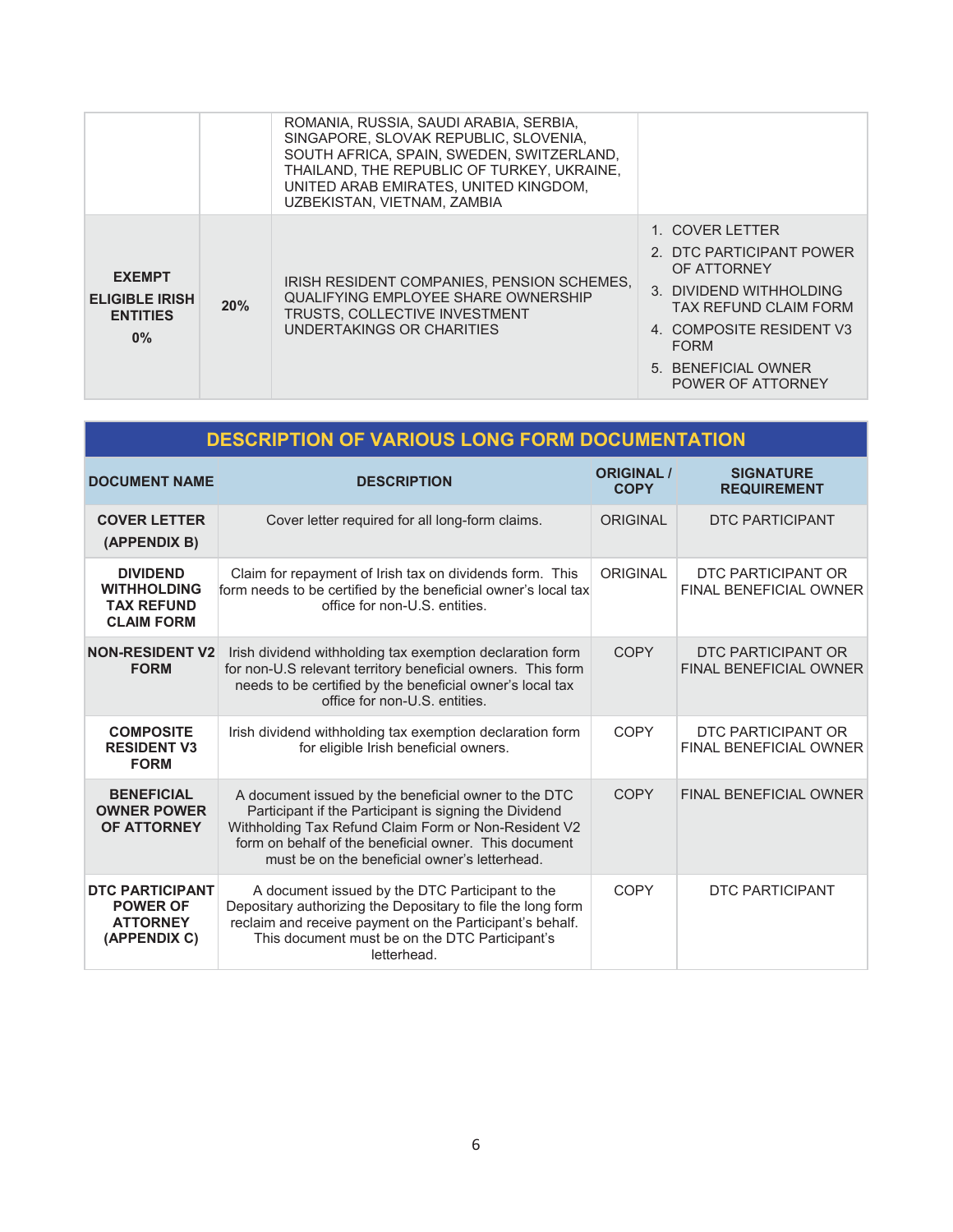| | | | |
|---|---|---|---|
| | | ROMANIA, RUSSIA, SAUDI ARABIA, SERBIA, SINGAPORE, SLOVAK REPUBLIC, SLOVENIA, SOUTH AFRICA, SPAIN, SWEDEN, SWITZERLAND, THAILAND, THE REPUBLIC OF TURKEY, UKRAINE, UNITED ARAB EMIRATES, UNITED KINGDOM, UZBEKISTAN, VIETNAM, ZAMBIA | |
| **EXEMPT ELIGIBLE IRISH ENTITIES 0%** | **20%** | IRISH RESIDENT COMPANIES, PENSION SCHEMES, QUALIFYING EMPLOYEE SHARE OWNERSHIP TRUSTS, COLLECTIVE INVESTMENT UNDERTAKINGS OR CHARITIES | 1. COVER LETTER 2. DTC PARTICIPANT POWER OF ATTORNEY 3. DIVIDEND WITHHOLDING TAX REFUND CLAIM FORM 4. COMPOSITE RESIDENT V3 FORM 5. BENEFICIAL OWNER POWER OF ATTORNEY |

## DESCRIPTION OF VARIOUS LONG FORM DOCUMENTATION

| DOCUMENT NAME | DESCRIPTION | ORIGINAL / COPY | SIGNATURE REQUIREMENT |
|---|---|---|---|
| **COVER LETTER (APPENDIX B)** | Cover letter required for all long-form claims. | ORIGINAL | DTC PARTICIPANT |
| **DIVIDEND WITHHOLDING TAX REFUND CLAIM FORM** | Claim for repayment of Irish tax on dividends form. This form needs to be certified by the beneficial owner's local tax office for non-U.S. entities. | ORIGINAL | DTC PARTICIPANT OR FINAL BENEFICIAL OWNER |
| **NON-RESIDENT V2 FORM** | Irish dividend withholding tax exemption declaration form for non-U.S relevant territory beneficial owners. This form needs to be certified by the beneficial owner's local tax office for non-U.S. entities. | COPY | DTC PARTICIPANT OR FINAL BENEFICIAL OWNER |
| **COMPOSITE RESIDENT V3 FORM** | Irish dividend withholding tax exemption declaration form for eligible Irish beneficial owners. | COPY | DTC PARTICIPANT OR FINAL BENEFICIAL OWNER |
| **BENEFICIAL OWNER POWER OF ATTORNEY** | A document issued by the beneficial owner to the DTC Participant if the Participant is signing the Dividend Withholding Tax Refund Claim Form or Non-Resident V2 form on behalf of the beneficial owner. This document must be on the beneficial owner's letterhead. | COPY | FINAL BENEFICIAL OWNER |
| **DTC PARTICIPANT POWER OF ATTORNEY (APPENDIX C)** | A document issued by the DTC Participant to the Depositary authorizing the Depositary to file the long form reclaim and receive payment on the Participant's behalf. This document must be on the DTC Participant's letterhead. | COPY | DTC PARTICIPANT |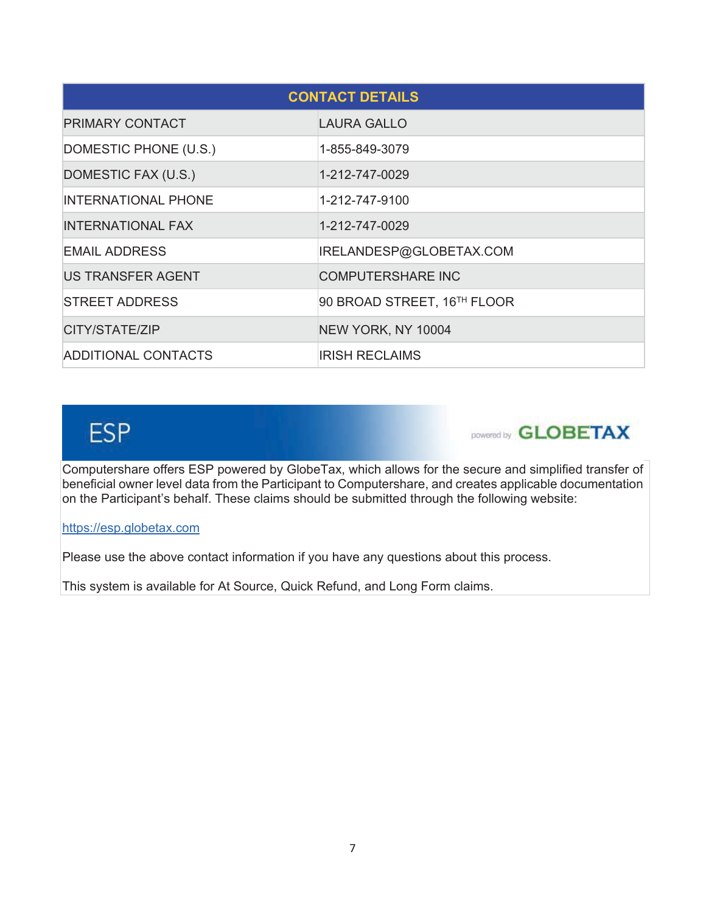| CONTACT DETAILS | |
|---|---|
| PRIMARY CONTACT | LAURA GALLO |
| DOMESTIC PHONE (U.S.) | 1-855-849-3079 |
| DOMESTIC FAX (U.S.) | 1-212-747-0029 |
| INTERNATIONAL PHONE | 1-212-747-9100 |
| INTERNATIONAL FAX | 1-212-747-0029 |
| EMAIL ADDRESS | IRELANDESP@GLOBETAX.COM |
| US TRANSFER AGENT | COMPUTERSHARE INC |
| STREET ADDRESS | 90 BROAD STREET, 16TH FLOOR |
| CITY/STATE/ZIP | NEW YORK, NY 10004 |
| ADDITIONAL CONTACTS | IRISH RECLAIMS |

## ESP

powered by GLOBETAX

Computershare offers ESP powered by GlobeTax, which allows for the secure and simplified transfer of beneficial owner level data from the Participant to Computershare, and creates applicable documentation on the Participant's behalf. These claims should be submitted through the following website:

https://esp.globetax.com

Please use the above contact information if you have any questions about this process.

This system is available for At Source, Quick Refund, and Long Form claims.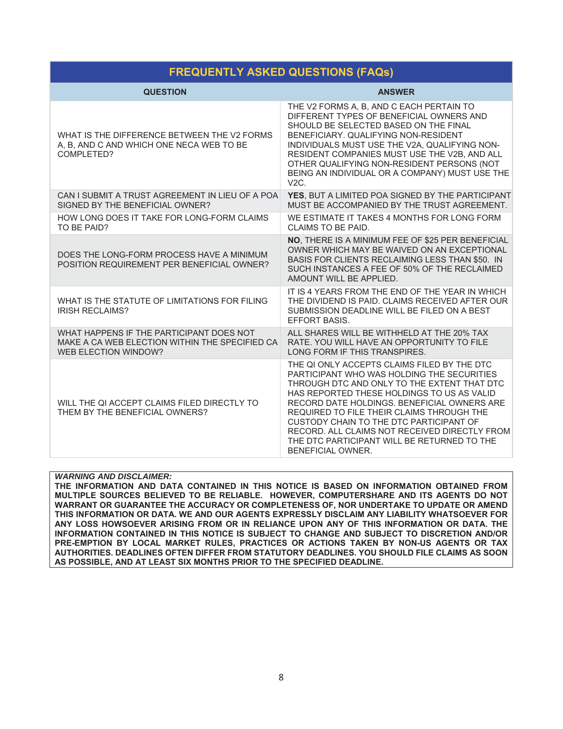| FREQUENTLY ASKED QUESTIONS (FAQs) | |
|---|---|
| **QUESTION** | **ANSWER** |
| WHAT IS THE DIFFERENCE BETWEEN THE V2 FORMS A, B, AND C AND WHICH ONE NECA WEB TO BE COMPLETED? | THE V2 FORMS A, B, AND C EACH PERTAIN TO DIFFERENT TYPES OF BENEFICIAL OWNERS AND SHOULD BE SELECTED BASED ON THE FINAL BENEFICIARY. QUALIFYING NON-RESIDENT INDIVIDUALS MUST USE THE V2A, QUALIFYING NON-RESIDENT COMPANIES MUST USE THE V2B, AND ALL OTHER QUALIFYING NON-RESIDENT PERSONS (NOT BEING AN INDIVIDUAL OR A COMPANY) MUST USE THE V2C. |
| CAN I SUBMIT A TRUST AGREEMENT IN LIEU OF A POA SIGNED BY THE BENEFICIAL OWNER? | **YES**, BUT A LIMITED POA SIGNED BY THE PARTICIPANT MUST BE ACCOMPANIED BY THE TRUST AGREEMENT. |
| HOW LONG DOES IT TAKE FOR LONG-FORM CLAIMS TO BE PAID? | WE ESTIMATE IT TAKES 4 MONTHS FOR LONG FORM CLAIMS TO BE PAID. |
| DOES THE LONG-FORM PROCESS HAVE A MINIMUM POSITION REQUIREMENT PER BENEFICIAL OWNER? | **NO**, THERE IS A MINIMUM FEE OF $25 PER BENEFICIAL OWNER WHICH MAY BE WAIVED ON AN EXCEPTIONAL BASIS FOR CLIENTS RECLAIMING LESS THAN $50. IN SUCH INSTANCES A FEE OF 50% OF THE RECLAIMED AMOUNT WILL BE APPLIED. |
| WHAT IS THE STATUTE OF LIMITATIONS FOR FILING IRISH RECLAIMS? | IT IS 4 YEARS FROM THE END OF THE YEAR IN WHICH THE DIVIDEND IS PAID. CLAIMS RECEIVED AFTER OUR SUBMISSION DEADLINE WILL BE FILED ON A BEST EFFORT BASIS. |
| WHAT HAPPENS IF THE PARTICIPANT DOES NOT MAKE A CA WEB ELECTION WITHIN THE SPECIFIED CA WEB ELECTION WINDOW? | ALL SHARES WILL BE WITHHELD AT THE 20% TAX RATE. YOU WILL HAVE AN OPPORTUNITY TO FILE LONG FORM IF THIS TRANSPIRES. |
| WILL THE QI ACCEPT CLAIMS FILED DIRECTLY TO THEM BY THE BENEFICIAL OWNERS? | THE QI ONLY ACCEPTS CLAIMS FILED BY THE DTC PARTICIPANT WHO WAS HOLDING THE SECURITIES THROUGH DTC AND ONLY TO THE EXTENT THAT DTC HAS REPORTED THESE HOLDINGS TO US AS VALID RECORD DATE HOLDINGS. BENEFICIAL OWNERS ARE REQUIRED TO FILE THEIR CLAIMS THROUGH THE CUSTODY CHAIN TO THE DTC PARTICIPANT OF RECORD. ALL CLAIMS NOT RECEIVED DIRECTLY FROM THE DTC PARTICIPANT WILL BE RETURNED TO THE BENEFICIAL OWNER. |

***WARNING AND DISCLAIMER:***
**THE INFORMATION AND DATA CONTAINED IN THIS NOTICE IS BASED ON INFORMATION OBTAINED FROM MULTIPLE SOURCES BELIEVED TO BE RELIABLE. HOWEVER, COMPUTERSHARE AND ITS AGENTS DO NOT WARRANT OR GUARANTEE THE ACCURACY OR COMPLETENESS OF, NOR UNDERTAKE TO UPDATE OR AMEND THIS INFORMATION OR DATA. WE AND OUR AGENTS EXPRESSLY DISCLAIM ANY LIABILITY WHATSOEVER FOR ANY LOSS HOWSOEVER ARISING FROM OR IN RELIANCE UPON ANY OF THIS INFORMATION OR DATA. THE INFORMATION CONTAINED IN THIS NOTICE IS SUBJECT TO CHANGE AND SUBJECT TO DISCRETION AND/OR PRE-EMPTION BY LOCAL MARKET RULES, PRACTICES OR ACTIONS TAKEN BY NON-US AGENTS OR TAX AUTHORITIES. DEADLINES OFTEN DIFFER FROM STATUTORY DEADLINES. YOU SHOULD FILE CLAIMS AS SOON AS POSSIBLE, AND AT LEAST SIX MONTHS PRIOR TO THE SPECIFIED DEADLINE.**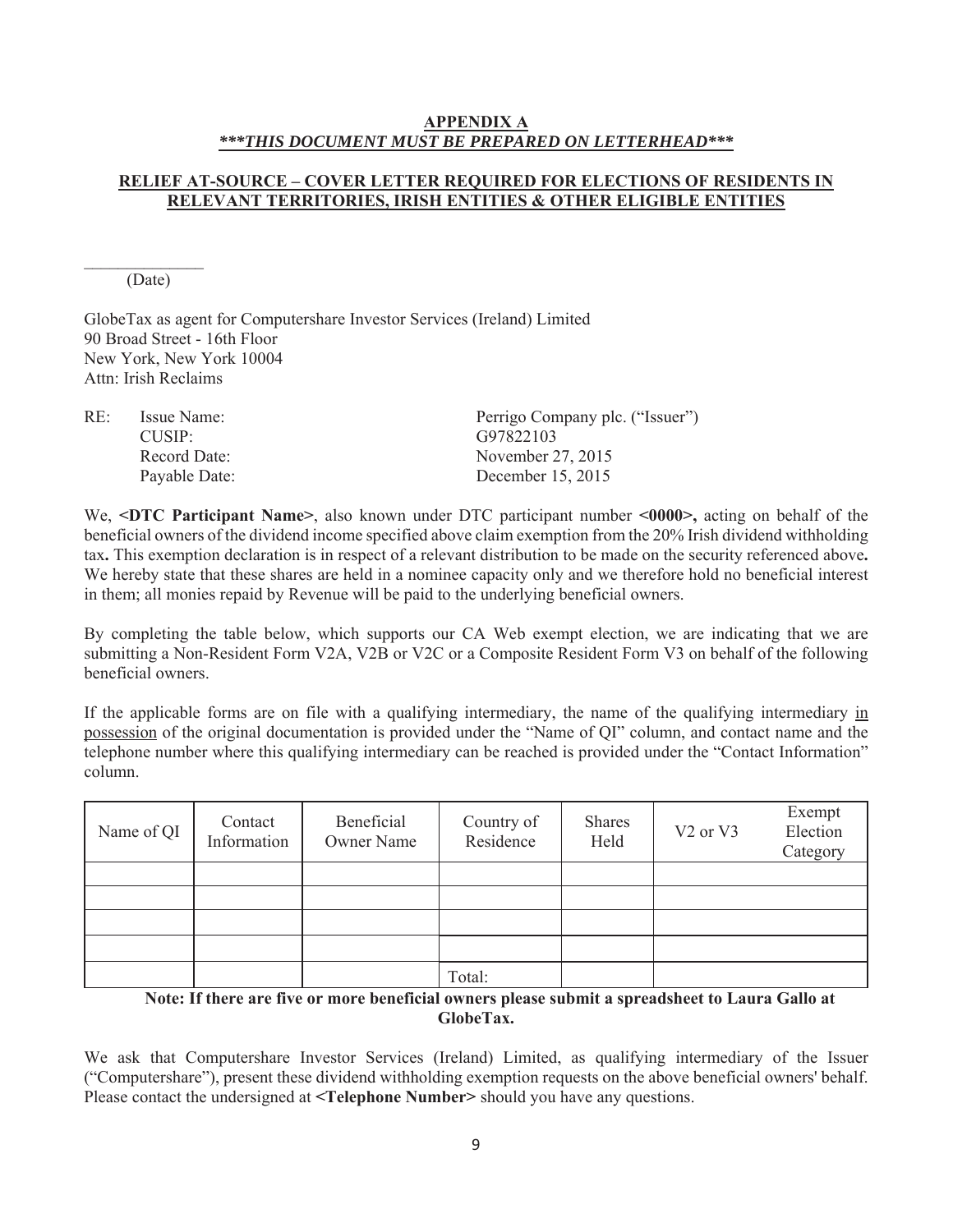**APPENDIX A**

***\*\*\*THIS DOCUMENT MUST BE PREPARED ON LETTERHEAD\*\*\****

**RELIEF AT-SOURCE – COVER LETTER REQUIRED FOR ELECTIONS OF RESIDENTS IN RELEVANT TERRITORIES, IRISH ENTITIES & OTHER ELIGIBLE ENTITIES**

______________
(Date)

GlobeTax as agent for Computershare Investor Services (Ireland) Limited
90 Broad Street - 16th Floor
New York, New York 10004
Attn: Irish Reclaims

| RE: | | |
|---|---|---|
| | Issue Name: | Perrigo Company plc. ("Issuer") |
| | CUSIP: | G97822103 |
| | Record Date: | November 27, 2015 |
| | Payable Date: | December 15, 2015 |

We, **<DTC Participant Name>**, also known under DTC participant number **<0000>,** acting on behalf of the beneficial owners of the dividend income specified above claim exemption from the 20% Irish dividend withholding tax**.** This exemption declaration is in respect of a relevant distribution to be made on the security referenced above**.** We hereby state that these shares are held in a nominee capacity only and we therefore hold no beneficial interest in them; all monies repaid by Revenue will be paid to the underlying beneficial owners.

By completing the table below, which supports our CA Web exempt election, we are indicating that we are submitting a Non-Resident Form V2A, V2B or V2C or a Composite Resident Form V3 on behalf of the following beneficial owners.

If the applicable forms are on file with a qualifying intermediary, the name of the qualifying intermediary in possession of the original documentation is provided under the "Name of QI" column, and contact name and the telephone number where this qualifying intermediary can be reached is provided under the "Contact Information" column.

| Name of QI | Contact Information | Beneficial Owner Name | Country of Residence | Shares Held | V2 or V3 | Exempt Election Category |
|---|---|---|---|---|---|---|
| | | | | | | |
| | | | | | | |
| | | | | | | |
| | | | | | | |
| | | | Total: | | | |

**Note: If there are five or more beneficial owners please submit a spreadsheet to Laura Gallo at GlobeTax.**

We ask that Computershare Investor Services (Ireland) Limited, as qualifying intermediary of the Issuer ("Computershare"), present these dividend withholding exemption requests on the above beneficial owners' behalf. Please contact the undersigned at **<Telephone Number>** should you have any questions.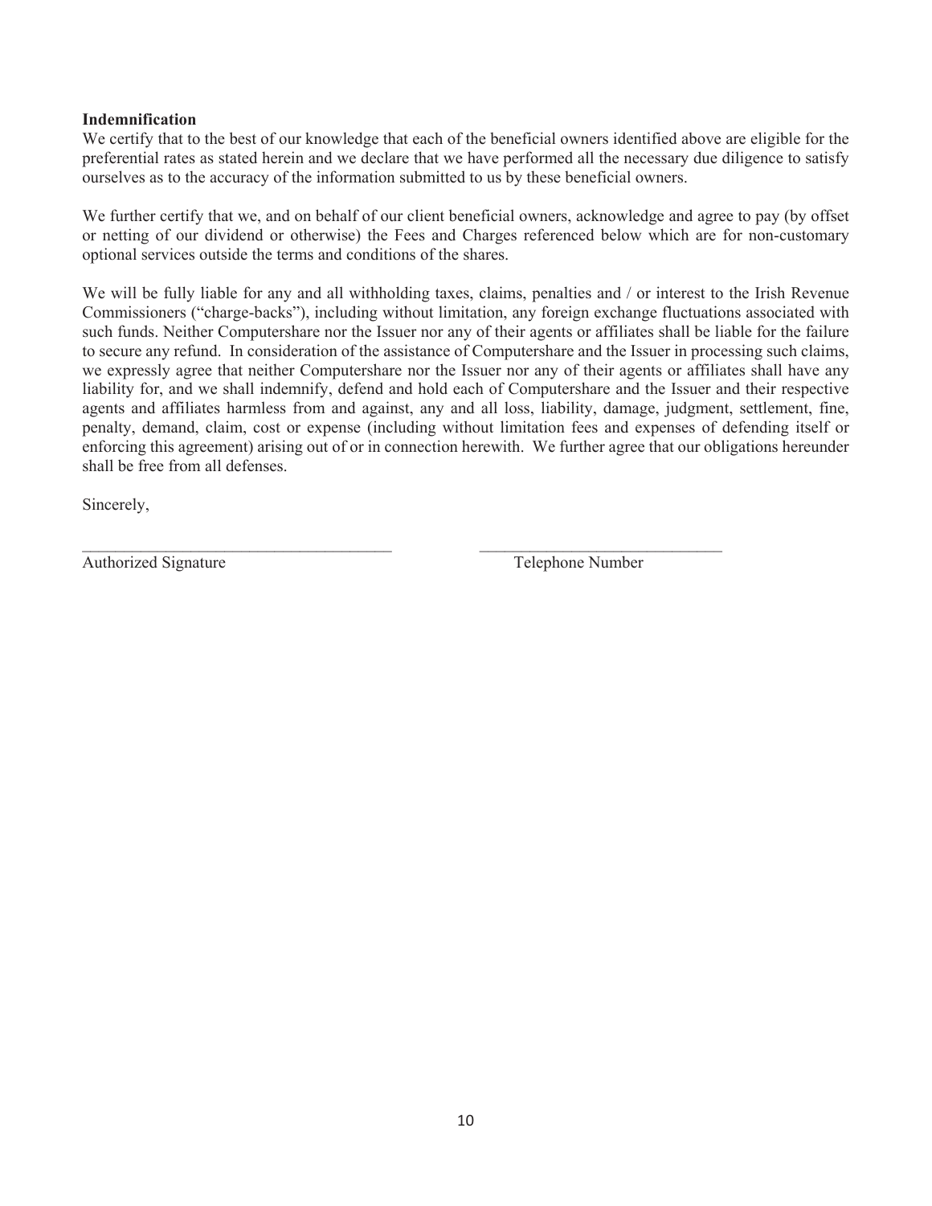**Indemnification**

We certify that to the best of our knowledge that each of the beneficial owners identified above are eligible for the preferential rates as stated herein and we declare that we have performed all the necessary due diligence to satisfy ourselves as to the accuracy of the information submitted to us by these beneficial owners.

We further certify that we, and on behalf of our client beneficial owners, acknowledge and agree to pay (by offset or netting of our dividend or otherwise) the Fees and Charges referenced below which are for non-customary optional services outside the terms and conditions of the shares.

We will be fully liable for any and all withholding taxes, claims, penalties and / or interest to the Irish Revenue Commissioners ("charge-backs"), including without limitation, any foreign exchange fluctuations associated with such funds. Neither Computershare nor the Issuer nor any of their agents or affiliates shall be liable for the failure to secure any refund. In consideration of the assistance of Computershare and the Issuer in processing such claims, we expressly agree that neither Computershare nor the Issuer nor any of their agents or affiliates shall have any liability for, and we shall indemnify, defend and hold each of Computershare and the Issuer and their respective agents and affiliates harmless from and against, any and all loss, liability, damage, judgment, settlement, fine, penalty, demand, claim, cost or expense (including without limitation fees and expenses of defending itself or enforcing this agreement) arising out of or in connection herewith. We further agree that our obligations hereunder shall be free from all defenses.

Sincerely,

_____________________________________ _____________________________

Authorized Signature Telephone Number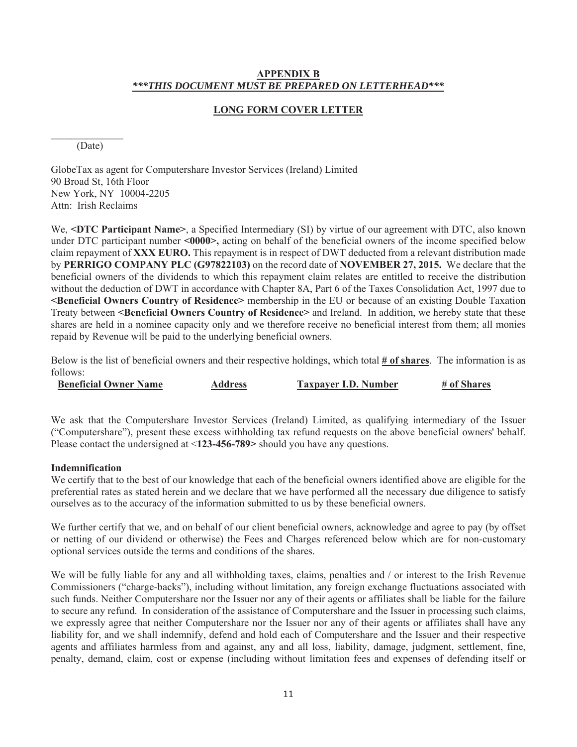**APPENDIX B**

***\*\*\*THIS DOCUMENT MUST BE PREPARED ON LETTERHEAD\*\*\****

**LONG FORM COVER LETTER**

_______________
(Date)

GlobeTax as agent for Computershare Investor Services (Ireland) Limited
90 Broad St, 16th Floor
New York, NY 10004-2205
Attn: Irish Reclaims

We, **<DTC Participant Name>**, a Specified Intermediary (SI) by virtue of our agreement with DTC, also known under DTC participant number **<0000>,** acting on behalf of the beneficial owners of the income specified below claim repayment of **XXX EURO.** This repayment is in respect of DWT deducted from a relevant distribution made by **PERRIGO COMPANY PLC (G97822103)** on the record date of **NOVEMBER 27, 2015.** We declare that the beneficial owners of the dividends to which this repayment claim relates are entitled to receive the distribution without the deduction of DWT in accordance with Chapter 8A, Part 6 of the Taxes Consolidation Act, 1997 due to **<Beneficial Owners Country of Residence>** membership in the EU or because of an existing Double Taxation Treaty between **<Beneficial Owners Country of Residence>** and Ireland. In addition, we hereby state that these shares are held in a nominee capacity only and we therefore receive no beneficial interest from them; all monies repaid by Revenue will be paid to the underlying beneficial owners.

Below is the list of beneficial owners and their respective holdings, which total **# of shares**. The information is as follows:

| Beneficial Owner Name | Address | Taxpayer I.D. Number | # of Shares |
|---|---|---|---|

We ask that the Computershare Investor Services (Ireland) Limited, as qualifying intermediary of the Issuer ("Computershare"), present these excess withholding tax refund requests on the above beneficial owners' behalf. Please contact the undersigned at <**123-456-789>** should you have any questions.

**Indemnification**

We certify that to the best of our knowledge that each of the beneficial owners identified above are eligible for the preferential rates as stated herein and we declare that we have performed all the necessary due diligence to satisfy ourselves as to the accuracy of the information submitted to us by these beneficial owners.

We further certify that we, and on behalf of our client beneficial owners, acknowledge and agree to pay (by offset or netting of our dividend or otherwise) the Fees and Charges referenced below which are for non-customary optional services outside the terms and conditions of the shares.

We will be fully liable for any and all withholding taxes, claims, penalties and / or interest to the Irish Revenue Commissioners ("charge-backs"), including without limitation, any foreign exchange fluctuations associated with such funds. Neither Computershare nor the Issuer nor any of their agents or affiliates shall be liable for the failure to secure any refund. In consideration of the assistance of Computershare and the Issuer in processing such claims, we expressly agree that neither Computershare nor the Issuer nor any of their agents or affiliates shall have any liability for, and we shall indemnify, defend and hold each of Computershare and the Issuer and their respective agents and affiliates harmless from and against, any and all loss, liability, damage, judgment, settlement, fine, penalty, demand, claim, cost or expense (including without limitation fees and expenses of defending itself or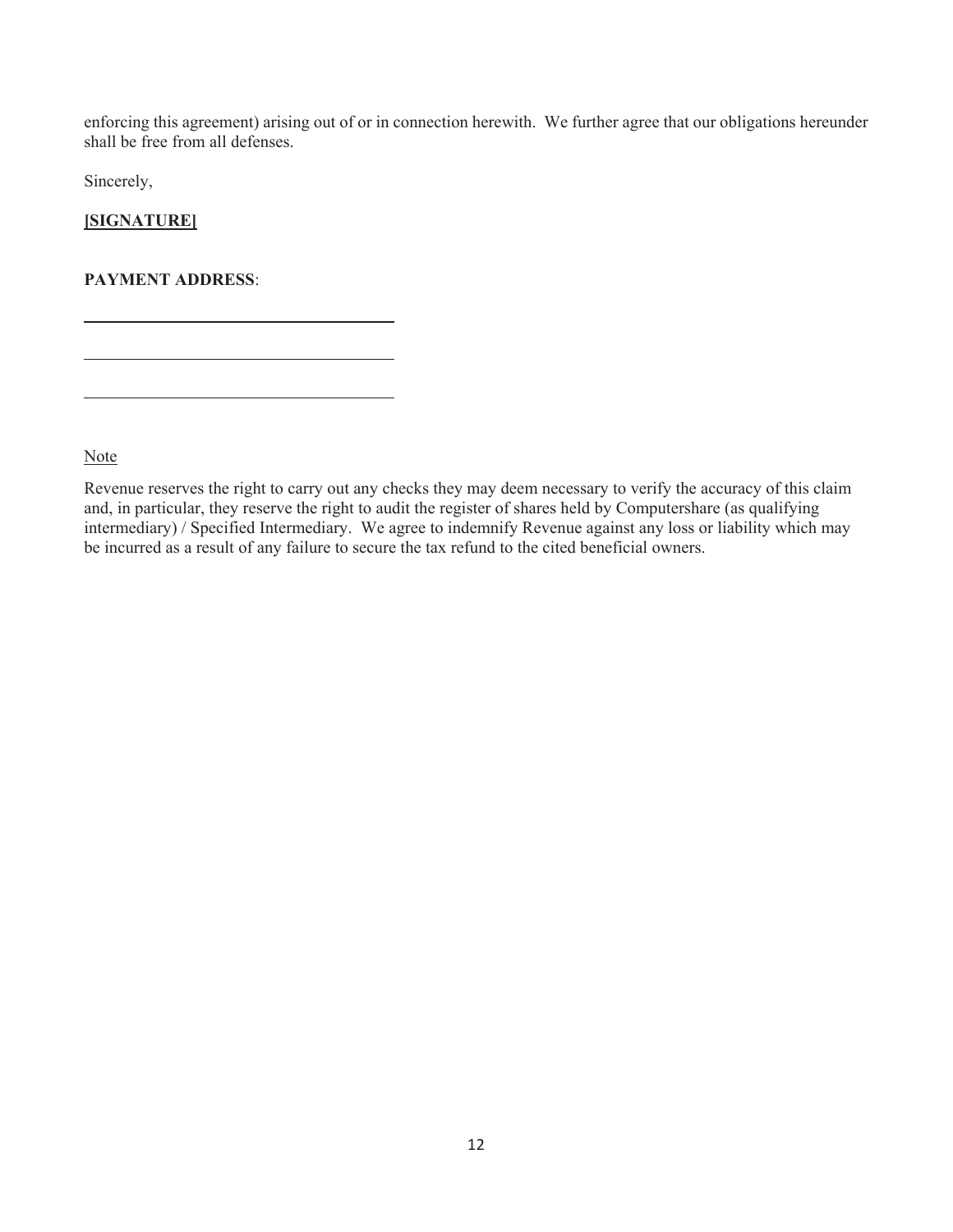enforcing this agreement) arising out of or in connection herewith. We further agree that our obligations hereunder shall be free from all defenses.

Sincerely,

**[SIGNATURE]**

**PAYMENT ADDRESS**:

\_\_\_\_\_\_\_\_\_\_\_\_\_\_\_\_\_\_\_\_\_\_\_\_\_\_\_\_\_\_\_\_\_\_\_\_\_\_

\_\_\_\_\_\_\_\_\_\_\_\_\_\_\_\_\_\_\_\_\_\_\_\_\_\_\_\_\_\_\_\_\_\_\_\_\_\_

\_\_\_\_\_\_\_\_\_\_\_\_\_\_\_\_\_\_\_\_\_\_\_\_\_\_\_\_\_\_\_\_\_\_\_\_\_\_

Note

Revenue reserves the right to carry out any checks they may deem necessary to verify the accuracy of this claim and, in particular, they reserve the right to audit the register of shares held by Computershare (as qualifying intermediary) / Specified Intermediary. We agree to indemnify Revenue against any loss or liability which may be incurred as a result of any failure to secure the tax refund to the cited beneficial owners.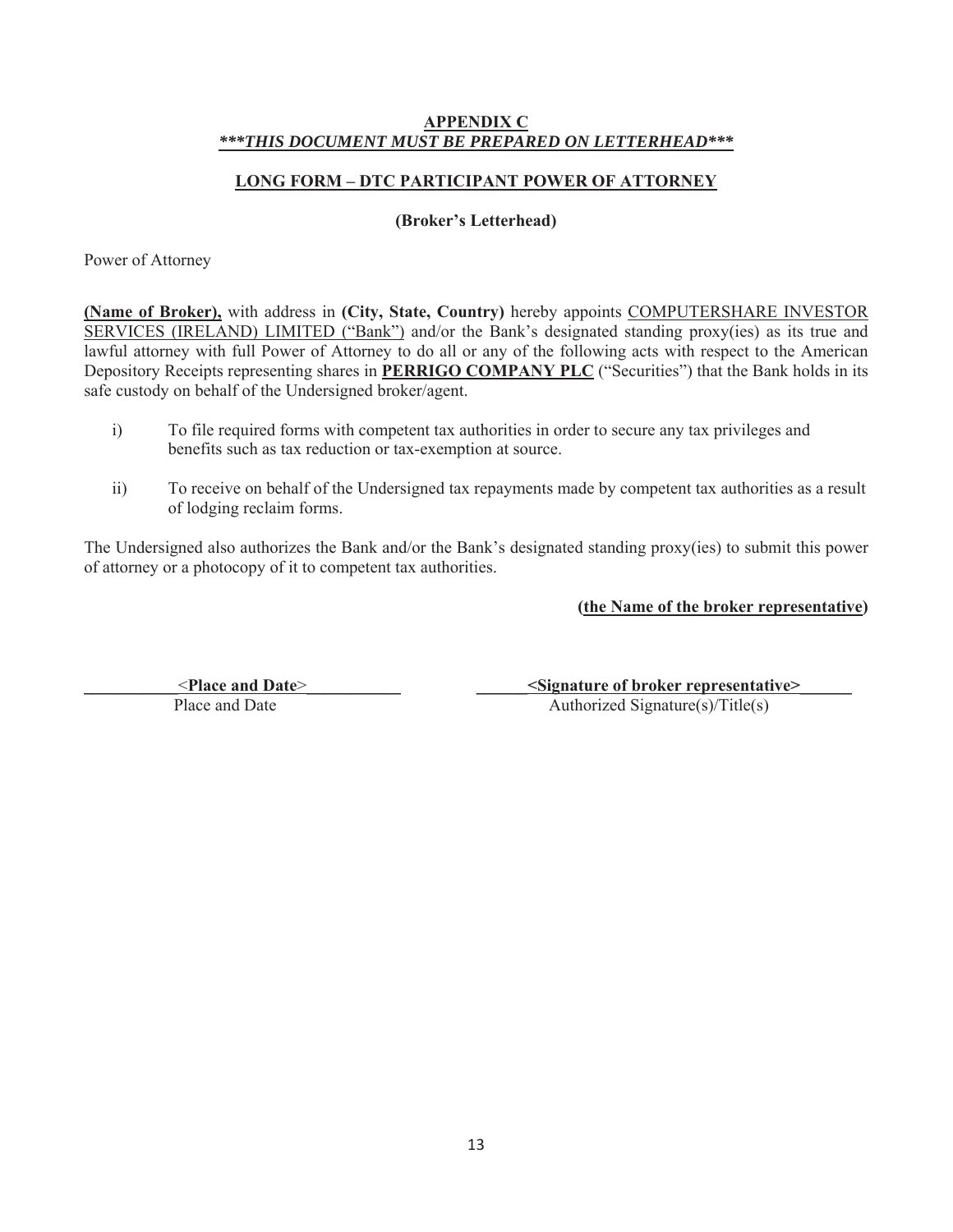**APPENDIX C**

***\*\*\*THIS DOCUMENT MUST BE PREPARED ON LETTERHEAD\*\*\****

**LONG FORM – DTC PARTICIPANT POWER OF ATTORNEY**

**(Broker's Letterhead)**

Power of Attorney

**(Name of Broker),** with address in **(City, State, Country)** hereby appoints COMPUTERSHARE INVESTOR SERVICES (IRELAND) LIMITED ("Bank") and/or the Bank's designated standing proxy(ies) as its true and lawful attorney with full Power of Attorney to do all or any of the following acts with respect to the American Depository Receipts representing shares in **PERRIGO COMPANY PLC** ("Securities") that the Bank holds in its safe custody on behalf of the Undersigned broker/agent.

i) To file required forms with competent tax authorities in order to secure any tax privileges and benefits such as tax reduction or tax-exemption at source.

ii) To receive on behalf of the Undersigned tax repayments made by competent tax authorities as a result of lodging reclaim forms.

The Undersigned also authorizes the Bank and/or the Bank's designated standing proxy(ies) to submit this power of attorney or a photocopy of it to competent tax authorities.

**(the Name of the broker representative)**

| | |
|---|---|
| ___________<**Place and Date**>___________ | ______<**Signature of broker representative**>______ |
| Place and Date | Authorized Signature(s)/Title(s) |